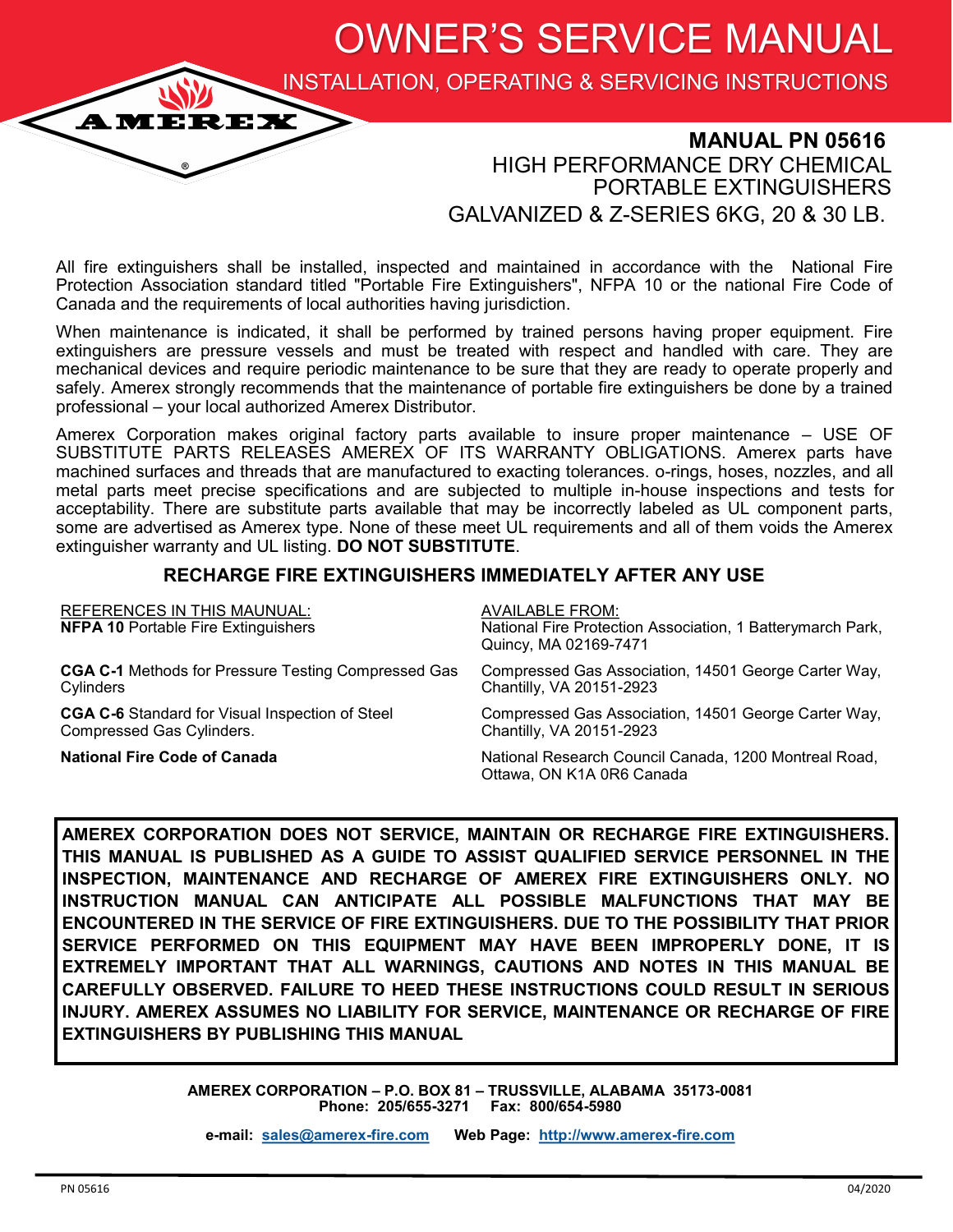# OWNER'S SERVICE MANUAL

## INSTALLATION, OPERATING & SERVICING INSTRUCTIONS

AMEREX®

**MANUAL PN 05616**

HIGH PERFORMANCE DRY CHEMICAL PORTABLE EXTINGUISHERS

GALVANIZED & Z-SERIES 6KG, 20 & 30 LB.

All fire extinguishers shall be installed, inspected and maintained in accordance with the National Fire Protection Association standard titled "Portable Fire Extinguishers", NFPA 10 or the national Fire Code of Canada and the requirements of local authorities having jurisdiction.

When maintenance is indicated, it shall be performed by trained persons having proper equipment. Fire extinguishers are pressure vessels and must be treated with respect and handled with care. They are mechanical devices and require periodic maintenance to be sure that they are ready to operate properly and safely. Amerex strongly recommends that the maintenance of portable fire extinguishers be done by a trained professional – your local authorized Amerex Distributor.

Amerex Corporation makes original factory parts available to insure proper maintenance – USE OF SUBSTITUTE PARTS RELEASES AMEREX OF ITS WARRANTY OBLIGATIONS. Amerex parts have machined surfaces and threads that are manufactured to exacting tolerances. o-rings, hoses, nozzles, and all metal parts meet precise specifications and are subjected to multiple in-house inspections and tests for acceptability. There are substitute parts available that may be incorrectly labeled as UL component parts, some are advertised as Amerex type. None of these meet UL requirements and all of them voids the Amerex extinguisher warranty and UL listing. **DO NOT SUBSTITUTE**.

### RECHARGE FIRE EXTINGUISHERS IMMEDIATELY AFTER ANY USE

| REFERENCES IN THIS MAUNUAL: | AVAILABLE FROM: |
|---|---|
| **NFPA 10** Portable Fire Extinguishers | National Fire Protection Association, 1 Batterymarch Park, Quincy, MA 02169-7471 |
| **CGA C-1** Methods for Pressure Testing Compressed Gas Cylinders | Compressed Gas Association, 14501 George Carter Way, Chantilly, VA 20151-2923 |
| **CGA C-6** Standard for Visual Inspection of Steel Compressed Gas Cylinders. | Compressed Gas Association, 14501 George Carter Way, Chantilly, VA 20151-2923 |
| **National Fire Code of Canada** | National Research Council Canada, 1200 Montreal Road, Ottawa, ON K1A 0R6 Canada |

**AMEREX CORPORATION DOES NOT SERVICE, MAINTAIN OR RECHARGE FIRE EXTINGUISHERS. THIS MANUAL IS PUBLISHED AS A GUIDE TO ASSIST QUALIFIED SERVICE PERSONNEL IN THE INSPECTION, MAINTENANCE AND RECHARGE OF AMEREX FIRE EXTINGUISHERS ONLY. NO INSTRUCTION MANUAL CAN ANTICIPATE ALL POSSIBLE MALFUNCTIONS THAT MAY BE ENCOUNTERED IN THE SERVICE OF FIRE EXTINGUISHERS. DUE TO THE POSSIBILITY THAT PRIOR SERVICE PERFORMED ON THIS EQUIPMENT MAY HAVE BEEN IMPROPERLY DONE, IT IS EXTREMELY IMPORTANT THAT ALL WARNINGS, CAUTIONS AND NOTES IN THIS MANUAL BE CAREFULLY OBSERVED. FAILURE TO HEED THESE INSTRUCTIONS COULD RESULT IN SERIOUS INJURY. AMEREX ASSUMES NO LIABILITY FOR SERVICE, MAINTENANCE OR RECHARGE OF FIRE EXTINGUISHERS BY PUBLISHING THIS MANUAL**

**AMEREX CORPORATION – P.O. BOX 81 – TRUSSVILLE, ALABAMA 35173-0081**
**Phone: 205/655-3271 Fax: 800/654-5980**

**e-mail: sales@amerex-fire.com Web Page: http://www.amerex-fire.com**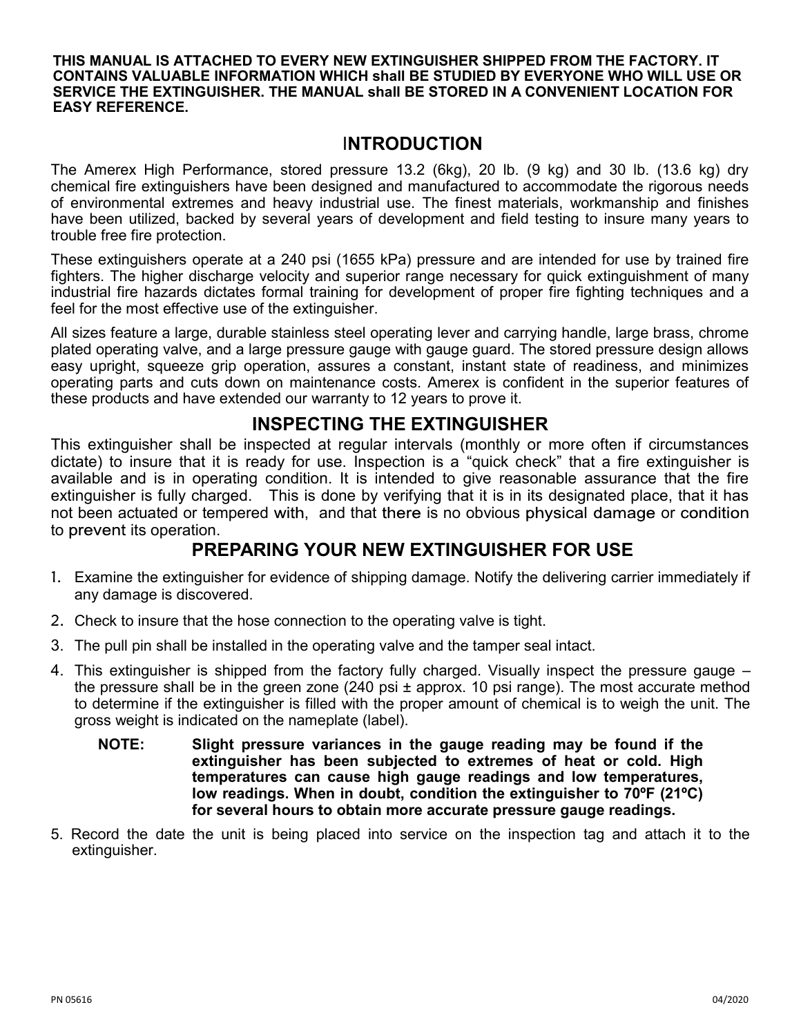**THIS MANUAL IS ATTACHED TO EVERY NEW EXTINGUISHER SHIPPED FROM THE FACTORY. IT CONTAINS VALUABLE INFORMATION WHICH shall BE STUDIED BY EVERYONE WHO WILL USE OR SERVICE THE EXTINGUISHER. THE MANUAL shall BE STORED IN A CONVENIENT LOCATION FOR EASY REFERENCE.**

## INTRODUCTION

The Amerex High Performance, stored pressure 13.2 (6kg), 20 lb. (9 kg) and 30 lb. (13.6 kg) dry chemical fire extinguishers have been designed and manufactured to accommodate the rigorous needs of environmental extremes and heavy industrial use. The finest materials, workmanship and finishes have been utilized, backed by several years of development and field testing to insure many years to trouble free fire protection.

These extinguishers operate at a 240 psi (1655 kPa) pressure and are intended for use by trained fire fighters. The higher discharge velocity and superior range necessary for quick extinguishment of many industrial fire hazards dictates formal training for development of proper fire fighting techniques and a feel for the most effective use of the extinguisher.

All sizes feature a large, durable stainless steel operating lever and carrying handle, large brass, chrome plated operating valve, and a large pressure gauge with gauge guard. The stored pressure design allows easy upright, squeeze grip operation, assures a constant, instant state of readiness, and minimizes operating parts and cuts down on maintenance costs. Amerex is confident in the superior features of these products and have extended our warranty to 12 years to prove it.

## INSPECTING THE EXTINGUISHER

This extinguisher shall be inspected at regular intervals (monthly or more often if circumstances dictate) to insure that it is ready for use. Inspection is a "quick check" that a fire extinguisher is available and is in operating condition. It is intended to give reasonable assurance that the fire extinguisher is fully charged. This is done by verifying that it is in its designated place, that it has not been actuated or tempered with, and that there is no obvious physical damage or condition to prevent its operation.

## PREPARING YOUR NEW EXTINGUISHER FOR USE

1. Examine the extinguisher for evidence of shipping damage. Notify the delivering carrier immediately if any damage is discovered.
2. Check to insure that the hose connection to the operating valve is tight.
3. The pull pin shall be installed in the operating valve and the tamper seal intact.
4. This extinguisher is shipped from the factory fully charged. Visually inspect the pressure gauge – the pressure shall be in the green zone (240 psi ± approx. 10 psi range). The most accurate method to determine if the extinguisher is filled with the proper amount of chemical is to weigh the unit. The gross weight is indicated on the nameplate (label).

   **NOTE: Slight pressure variances in the gauge reading may be found if the extinguisher has been subjected to extremes of heat or cold. High temperatures can cause high gauge readings and low temperatures, low readings. When in doubt, condition the extinguisher to 70ºF (21ºC) for several hours to obtain more accurate pressure gauge readings.**

5. Record the date the unit is being placed into service on the inspection tag and attach it to the extinguisher.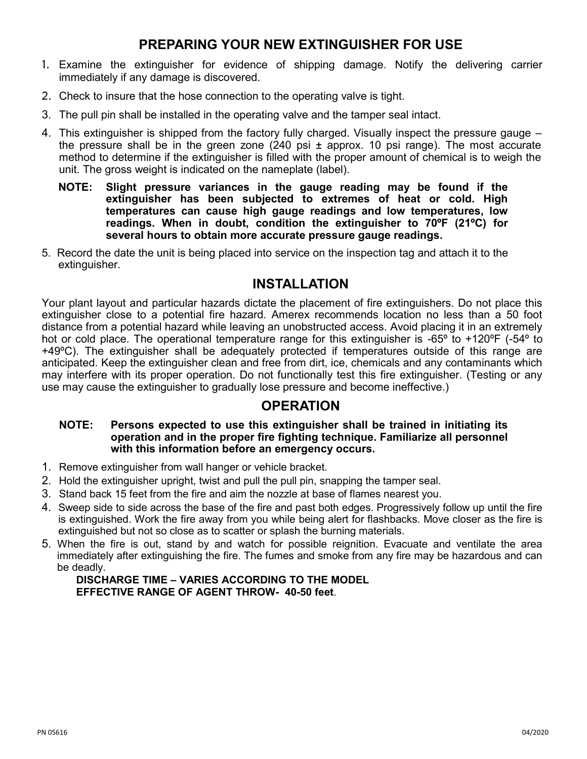## PREPARING YOUR NEW EXTINGUISHER FOR USE

1. Examine the extinguisher for evidence of shipping damage. Notify the delivering carrier immediately if any damage is discovered.
2. Check to insure that the hose connection to the operating valve is tight.
3. The pull pin shall be installed in the operating valve and the tamper seal intact.
4. This extinguisher is shipped from the factory fully charged. Visually inspect the pressure gauge – the pressure shall be in the green zone (240 psi ± approx. 10 psi range). The most accurate method to determine if the extinguisher is filled with the proper amount of chemical is to weigh the unit. The gross weight is indicated on the nameplate (label).

   **NOTE: Slight pressure variances in the gauge reading may be found if the extinguisher has been subjected to extremes of heat or cold. High temperatures can cause high gauge readings and low temperatures, low readings. When in doubt, condition the extinguisher to 70ºF (21ºC) for several hours to obtain more accurate pressure gauge readings.**

5. Record the date the unit is being placed into service on the inspection tag and attach it to the extinguisher.

## INSTALLATION

Your plant layout and particular hazards dictate the placement of fire extinguishers. Do not place this extinguisher close to a potential fire hazard. Amerex recommends location no less than a 50 foot distance from a potential hazard while leaving an unobstructed access. Avoid placing it in an extremely hot or cold place. The operational temperature range for this extinguisher is -65º to +120ºF (-54º to +49ºC). The extinguisher shall be adequately protected if temperatures outside of this range are anticipated. Keep the extinguisher clean and free from dirt, ice, chemicals and any contaminants which may interfere with its proper operation. Do not functionally test this fire extinguisher. (Testing or any use may cause the extinguisher to gradually lose pressure and become ineffective.)

## OPERATION

**NOTE: Persons expected to use this extinguisher shall be trained in initiating its operation and in the proper fire fighting technique. Familiarize all personnel with this information before an emergency occurs.**

1. Remove extinguisher from wall hanger or vehicle bracket.
2. Hold the extinguisher upright, twist and pull the pull pin, snapping the tamper seal.
3. Stand back 15 feet from the fire and aim the nozzle at base of flames nearest you.
4. Sweep side to side across the base of the fire and past both edges. Progressively follow up until the fire is extinguished. Work the fire away from you while being alert for flashbacks. Move closer as the fire is extinguished but not so close as to scatter or splash the burning materials.
5. When the fire is out, stand by and watch for possible reignition. Evacuate and ventilate the area immediately after extinguishing the fire. The fumes and smoke from any fire may be hazardous and can be deadly.

   **DISCHARGE TIME – VARIES ACCORDING TO THE MODEL**
   **EFFECTIVE RANGE OF AGENT THROW- 40-50 feet**.

PN 05616 04/2020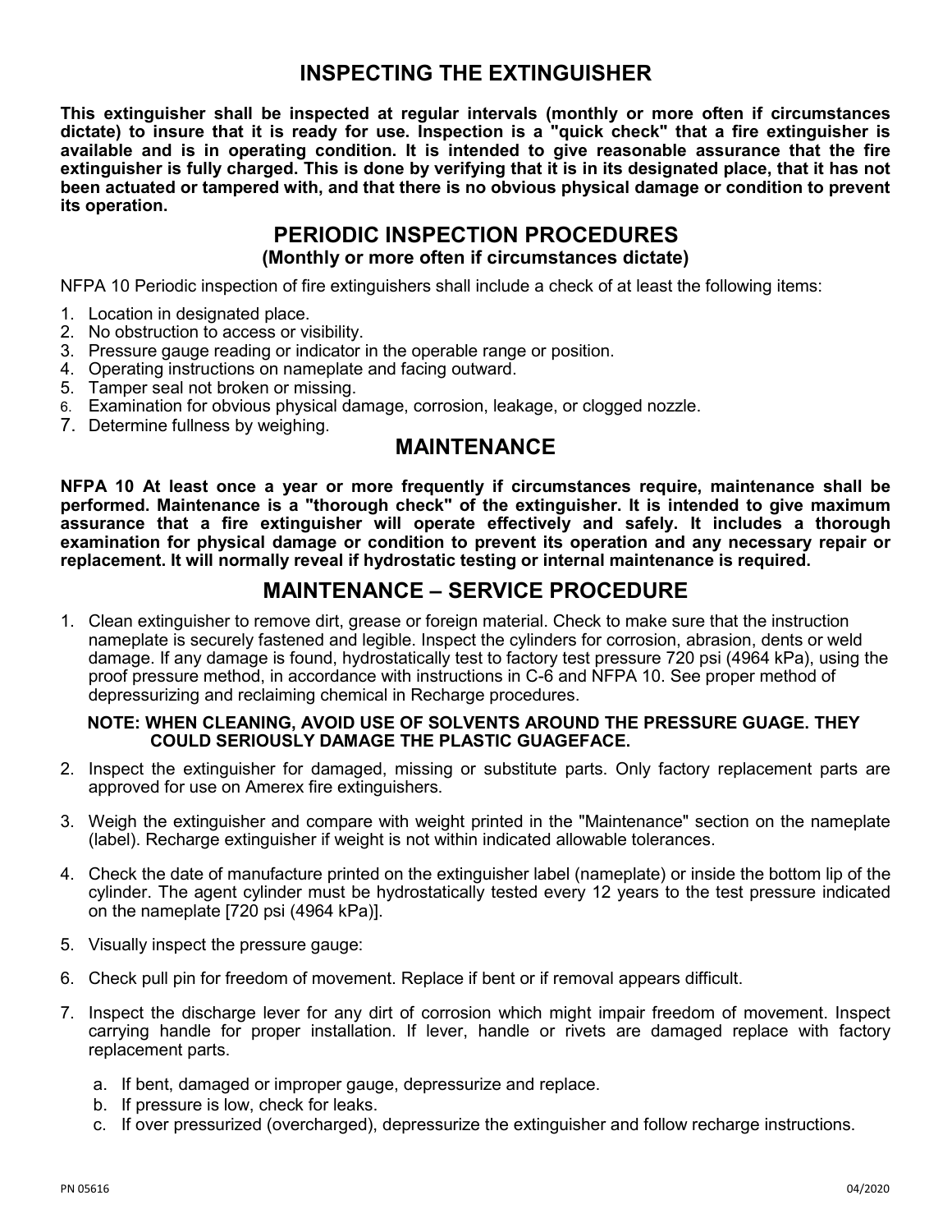## INSPECTING THE EXTINGUISHER

**This extinguisher shall be inspected at regular intervals (monthly or more often if circumstances dictate) to insure that it is ready for use. Inspection is a "quick check" that a fire extinguisher is available and is in operating condition. It is intended to give reasonable assurance that the fire extinguisher is fully charged. This is done by verifying that it is in its designated place, that it has not been actuated or tampered with, and that there is no obvious physical damage or condition to prevent its operation.**

## PERIODIC INSPECTION PROCEDURES

### (Monthly or more often if circumstances dictate)

NFPA 10 Periodic inspection of fire extinguishers shall include a check of at least the following items:

1. Location in designated place.
2. No obstruction to access or visibility.
3. Pressure gauge reading or indicator in the operable range or position.
4. Operating instructions on nameplate and facing outward.
5. Tamper seal not broken or missing.
6. Examination for obvious physical damage, corrosion, leakage, or clogged nozzle.
7. Determine fullness by weighing.

## MAINTENANCE

**NFPA 10 At least once a year or more frequently if circumstances require, maintenance shall be performed. Maintenance is a "thorough check" of the extinguisher. It is intended to give maximum assurance that a fire extinguisher will operate effectively and safely. It includes a thorough examination for physical damage or condition to prevent its operation and any necessary repair or replacement. It will normally reveal if hydrostatic testing or internal maintenance is required.**

## MAINTENANCE – SERVICE PROCEDURE

1. Clean extinguisher to remove dirt, grease or foreign material. Check to make sure that the instruction nameplate is securely fastened and legible. Inspect the cylinders for corrosion, abrasion, dents or weld damage. If any damage is found, hydrostatically test to factory test pressure 720 psi (4964 kPa), using the proof pressure method, in accordance with instructions in C-6 and NFPA 10. See proper method of depressurizing and reclaiming chemical in Recharge procedures.

   **NOTE: WHEN CLEANING, AVOID USE OF SOLVENTS AROUND THE PRESSURE GUAGE. THEY COULD SERIOUSLY DAMAGE THE PLASTIC GUAGEFACE.**

2. Inspect the extinguisher for damaged, missing or substitute parts. Only factory replacement parts are approved for use on Amerex fire extinguishers.

3. Weigh the extinguisher and compare with weight printed in the "Maintenance" section on the nameplate (label). Recharge extinguisher if weight is not within indicated allowable tolerances.

4. Check the date of manufacture printed on the extinguisher label (nameplate) or inside the bottom lip of the cylinder. The agent cylinder must be hydrostatically tested every 12 years to the test pressure indicated on the nameplate [720 psi (4964 kPa)].

5. Visually inspect the pressure gauge:

6. Check pull pin for freedom of movement. Replace if bent or if removal appears difficult.

7. Inspect the discharge lever for any dirt of corrosion which might impair freedom of movement. Inspect carrying handle for proper installation. If lever, handle or rivets are damaged replace with factory replacement parts.

   a. If bent, damaged or improper gauge, depressurize and replace.
   b. If pressure is low, check for leaks.
   c. If over pressurized (overcharged), depressurize the extinguisher and follow recharge instructions.

PN 05616 04/2020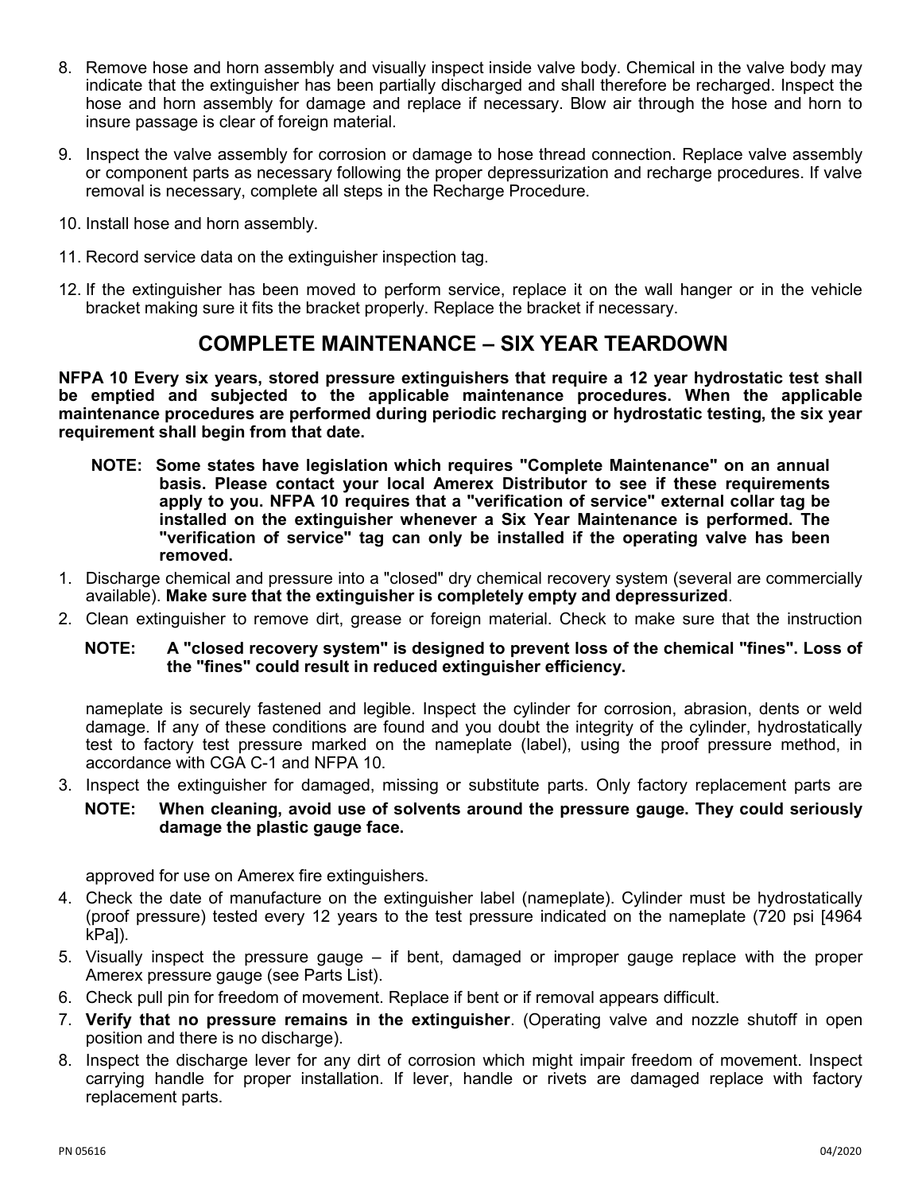8. Remove hose and horn assembly and visually inspect inside valve body. Chemical in the valve body may indicate that the extinguisher has been partially discharged and shall therefore be recharged. Inspect the hose and horn assembly for damage and replace if necessary. Blow air through the hose and horn to insure passage is clear of foreign material.

9. Inspect the valve assembly for corrosion or damage to hose thread connection. Replace valve assembly or component parts as necessary following the proper depressurization and recharge procedures. If valve removal is necessary, complete all steps in the Recharge Procedure.

10. Install hose and horn assembly.

11. Record service data on the extinguisher inspection tag.

12. If the extinguisher has been moved to perform service, replace it on the wall hanger or in the vehicle bracket making sure it fits the bracket properly. Replace the bracket if necessary.

## COMPLETE MAINTENANCE – SIX YEAR TEARDOWN

**NFPA 10 Every six years, stored pressure extinguishers that require a 12 year hydrostatic test shall be emptied and subjected to the applicable maintenance procedures. When the applicable maintenance procedures are performed during periodic recharging or hydrostatic testing, the six year requirement shall begin from that date.**

> **NOTE: Some states have legislation which requires "Complete Maintenance" on an annual basis. Please contact your local Amerex Distributor to see if these requirements apply to you. NFPA 10 requires that a "verification of service" external collar tag be installed on the extinguisher whenever a Six Year Maintenance is performed. The "verification of service" tag can only be installed if the operating valve has been removed.**

1. Discharge chemical and pressure into a "closed" dry chemical recovery system (several are commercially available). **Make sure that the extinguisher is completely empty and depressurized**.

2. Clean extinguisher to remove dirt, grease or foreign material. Check to make sure that the instruction nameplate is securely fastened and legible. Inspect the cylinder for corrosion, abrasion, dents or weld damage. If any of these conditions are found and you doubt the integrity of the cylinder, hydrostatically test to factory test pressure marked on the nameplate (label), using the proof pressure method, in accordance with CGA C-1 and NFPA 10.

   > **NOTE: A "closed recovery system" is designed to prevent loss of the chemical "fines". Loss of the "fines" could result in reduced extinguisher efficiency.**

3. Inspect the extinguisher for damaged, missing or substitute parts. Only factory replacement parts are approved for use on Amerex fire extinguishers.

   > **NOTE: When cleaning, avoid use of solvents around the pressure gauge. They could seriously damage the plastic gauge face.**

4. Check the date of manufacture on the extinguisher label (nameplate). Cylinder must be hydrostatically (proof pressure) tested every 12 years to the test pressure indicated on the nameplate (720 psi [4964 kPa]).

5. Visually inspect the pressure gauge – if bent, damaged or improper gauge replace with the proper Amerex pressure gauge (see Parts List).

6. Check pull pin for freedom of movement. Replace if bent or if removal appears difficult.

7. **Verify that no pressure remains in the extinguisher**. (Operating valve and nozzle shutoff in open position and there is no discharge).

8. Inspect the discharge lever for any dirt of corrosion which might impair freedom of movement. Inspect carrying handle for proper installation. If lever, handle or rivets are damaged replace with factory replacement parts.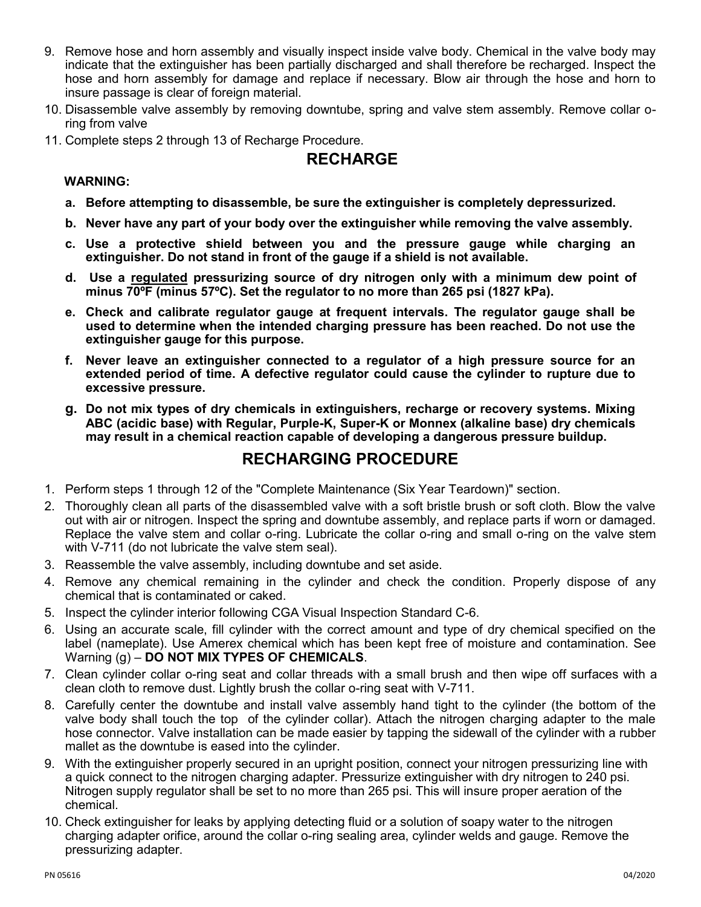9. Remove hose and horn assembly and visually inspect inside valve body. Chemical in the valve body may indicate that the extinguisher has been partially discharged and shall therefore be recharged. Inspect the hose and horn assembly for damage and replace if necessary. Blow air through the hose and horn to insure passage is clear of foreign material.
10. Disassemble valve assembly by removing downtube, spring and valve stem assembly. Remove collar o-ring from valve
11. Complete steps 2 through 13 of Recharge Procedure.

## RECHARGE

**WARNING:**

- **a. Before attempting to disassemble, be sure the extinguisher is completely depressurized.**
- **b. Never have any part of your body over the extinguisher while removing the valve assembly.**
- **c. Use a protective shield between you and the pressure gauge while charging an extinguisher. Do not stand in front of the gauge if a shield is not available.**
- **d. Use a <u>regulated</u> pressurizing source of dry nitrogen only with a minimum dew point of minus 70ºF (minus 57ºC). Set the regulator to no more than 265 psi (1827 kPa).**
- **e. Check and calibrate regulator gauge at frequent intervals. The regulator gauge shall be used to determine when the intended charging pressure has been reached. Do not use the extinguisher gauge for this purpose.**
- **f. Never leave an extinguisher connected to a regulator of a high pressure source for an extended period of time. A defective regulator could cause the cylinder to rupture due to excessive pressure.**
- **g. Do not mix types of dry chemicals in extinguishers, recharge or recovery systems. Mixing ABC (acidic base) with Regular, Purple-K, Super-K or Monnex (alkaline base) dry chemicals may result in a chemical reaction capable of developing a dangerous pressure buildup.**

## RECHARGING PROCEDURE

1. Perform steps 1 through 12 of the "Complete Maintenance (Six Year Teardown)" section.
2. Thoroughly clean all parts of the disassembled valve with a soft bristle brush or soft cloth. Blow the valve out with air or nitrogen. Inspect the spring and downtube assembly, and replace parts if worn or damaged. Replace the valve stem and collar o-ring. Lubricate the collar o-ring and small o-ring on the valve stem with V-711 (do not lubricate the valve stem seal).
3. Reassemble the valve assembly, including downtube and set aside.
4. Remove any chemical remaining in the cylinder and check the condition. Properly dispose of any chemical that is contaminated or caked.
5. Inspect the cylinder interior following CGA Visual Inspection Standard C-6.
6. Using an accurate scale, fill cylinder with the correct amount and type of dry chemical specified on the label (nameplate). Use Amerex chemical which has been kept free of moisture and contamination. See Warning (g) – **DO NOT MIX TYPES OF CHEMICALS**.
7. Clean cylinder collar o-ring seat and collar threads with a small brush and then wipe off surfaces with a clean cloth to remove dust. Lightly brush the collar o-ring seat with V-711.
8. Carefully center the downtube and install valve assembly hand tight to the cylinder (the bottom of the valve body shall touch the top of the cylinder collar). Attach the nitrogen charging adapter to the male hose connector. Valve installation can be made easier by tapping the sidewall of the cylinder with a rubber mallet as the downtube is eased into the cylinder.
9. With the extinguisher properly secured in an upright position, connect your nitrogen pressurizing line with a quick connect to the nitrogen charging adapter. Pressurize extinguisher with dry nitrogen to 240 psi. Nitrogen supply regulator shall be set to no more than 265 psi. This will insure proper aeration of the chemical.
10. Check extinguisher for leaks by applying detecting fluid or a solution of soapy water to the nitrogen charging adapter orifice, around the collar o-ring sealing area, cylinder welds and gauge. Remove the pressurizing adapter.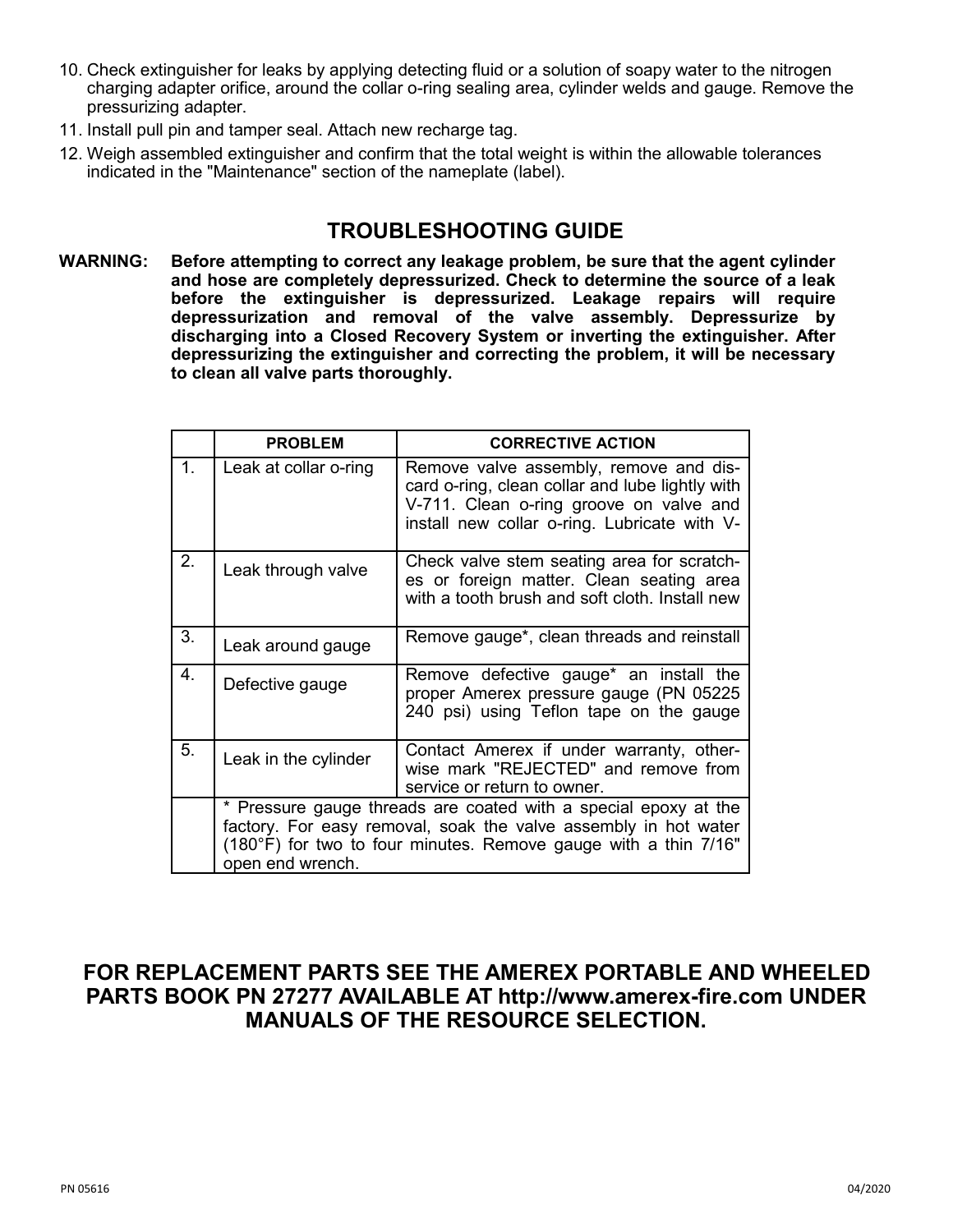10. Check extinguisher for leaks by applying detecting fluid or a solution of soapy water to the nitrogen charging adapter orifice, around the collar o-ring sealing area, cylinder welds and gauge. Remove the pressurizing adapter.
11. Install pull pin and tamper seal. Attach new recharge tag.
12. Weigh assembled extinguisher and confirm that the total weight is within the allowable tolerances indicated in the "Maintenance" section of the nameplate (label).

## TROUBLESHOOTING GUIDE

**WARNING: Before attempting to correct any leakage problem, be sure that the agent cylinder and hose are completely depressurized. Check to determine the source of a leak before the extinguisher is depressurized. Leakage repairs will require depressurization and removal of the valve assembly. Depressurize by discharging into a Closed Recovery System or inverting the extinguisher. After depressurizing the extinguisher and correcting the problem, it will be necessary to clean all valve parts thoroughly.**

| | PROBLEM | CORRECTIVE ACTION |
|---|---|---|
| 1. | Leak at collar o-ring | Remove valve assembly, remove and discard o-ring, clean collar and lube lightly with V-711. Clean o-ring groove on valve and install new collar o-ring. Lubricate with V- |
| 2. | Leak through valve | Check valve stem seating area for scratches or foreign matter. Clean seating area with a tooth brush and soft cloth. Install new |
| 3. | Leak around gauge | Remove gauge*, clean threads and reinstall |
| 4. | Defective gauge | Remove defective gauge* an install the proper Amerex pressure gauge (PN 05225 240 psi) using Teflon tape on the gauge |
| 5. | Leak in the cylinder | Contact Amerex if under warranty, otherwise mark "REJECTED" and remove from service or return to owner. |
| | * Pressure gauge threads are coated with a special epoxy at the factory. For easy removal, soak the valve assembly in hot water (180°F) for two to four minutes. Remove gauge with a thin 7/16" open end wrench. | |

**FOR REPLACEMENT PARTS SEE THE AMEREX PORTABLE AND WHEELED PARTS BOOK PN 27277 AVAILABLE AT http://www.amerex-fire.com UNDER MANUALS OF THE RESOURCE SELECTION.**

PN 05616 04/2020